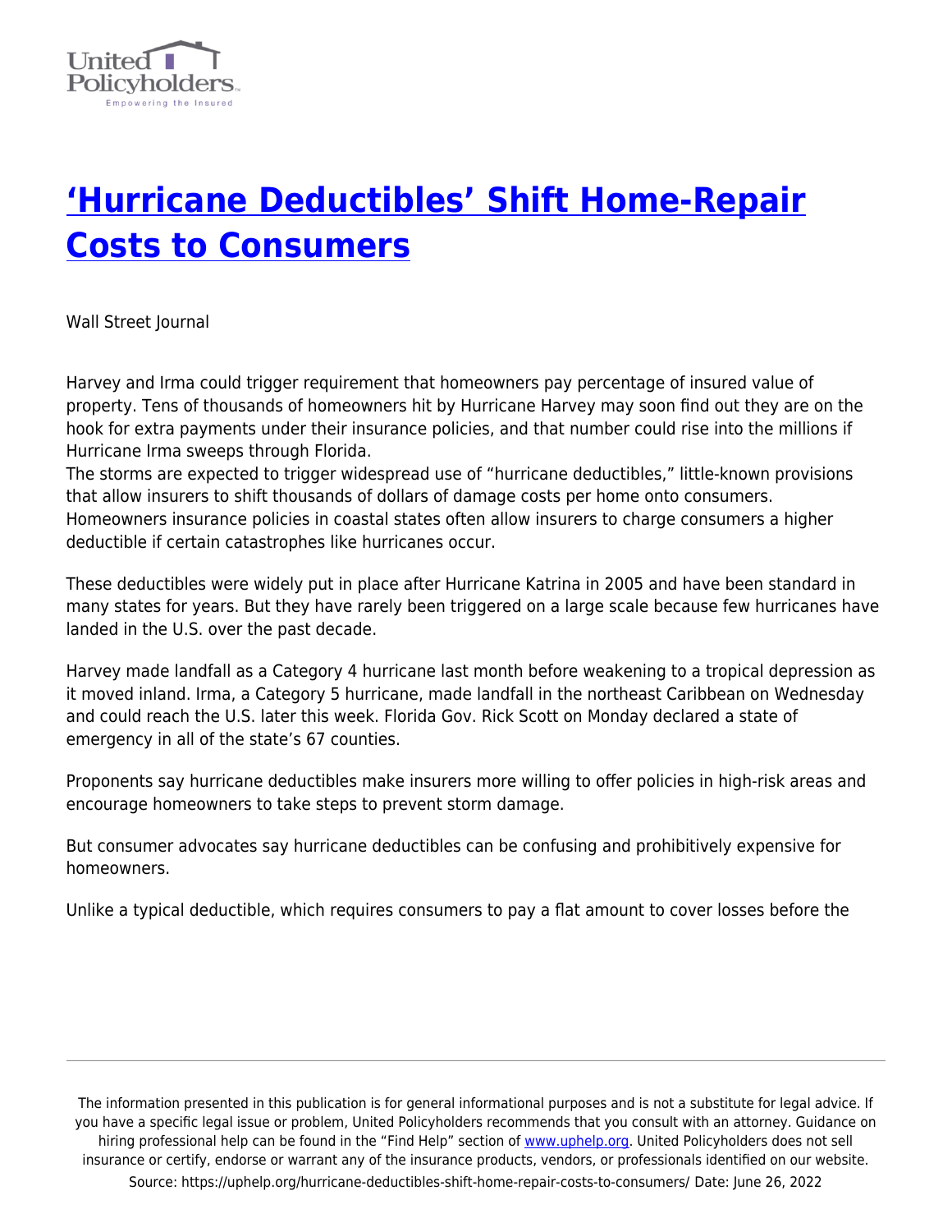# ['Hurricane Deductibles' Shift Home-Repair Costs to Consumers](https://uphelp.org/hurricane-deductibles-shift-home-repair-costs-to-consumers/)

Wall Street Journal

Harvey and Irma could trigger requirement that homeowners pay percentage of insured value of property. Tens of thousands of homeowners hit by Hurricane Harvey may soon find out they are on the hook for extra payments under their insurance policies, and that number could rise into the millions if Hurricane Irma sweeps through Florida.
The storms are expected to trigger widespread use of "hurricane deductibles," little-known provisions that allow insurers to shift thousands of dollars of damage costs per home onto consumers. Homeowners insurance policies in coastal states often allow insurers to charge consumers a higher deductible if certain catastrophes like hurricanes occur.

These deductibles were widely put in place after Hurricane Katrina in 2005 and have been standard in many states for years. But they have rarely been triggered on a large scale because few hurricanes have landed in the U.S. over the past decade.

Harvey made landfall as a Category 4 hurricane last month before weakening to a tropical depression as it moved inland. Irma, a Category 5 hurricane, made landfall in the northeast Caribbean on Wednesday and could reach the U.S. later this week. Florida Gov. Rick Scott on Monday declared a state of emergency in all of the state's 67 counties.

Proponents say hurricane deductibles make insurers more willing to offer policies in high-risk areas and encourage homeowners to take steps to prevent storm damage.

But consumer advocates say hurricane deductibles can be confusing and prohibitively expensive for homeowners.

Unlike a typical deductible, which requires consumers to pay a flat amount to cover losses before the

The information presented in this publication is for general informational purposes and is not a substitute for legal advice. If you have a specific legal issue or problem, United Policyholders recommends that you consult with an attorney. Guidance on hiring professional help can be found in the "Find Help" section of [www.uphelp.org](http://www.uphelp.org). United Policyholders does not sell insurance or certify, endorse or warrant any of the insurance products, vendors, or professionals identified on our website.
Source: https://uphelp.org/hurricane-deductibles-shift-home-repair-costs-to-consumers/ Date: June 26, 2022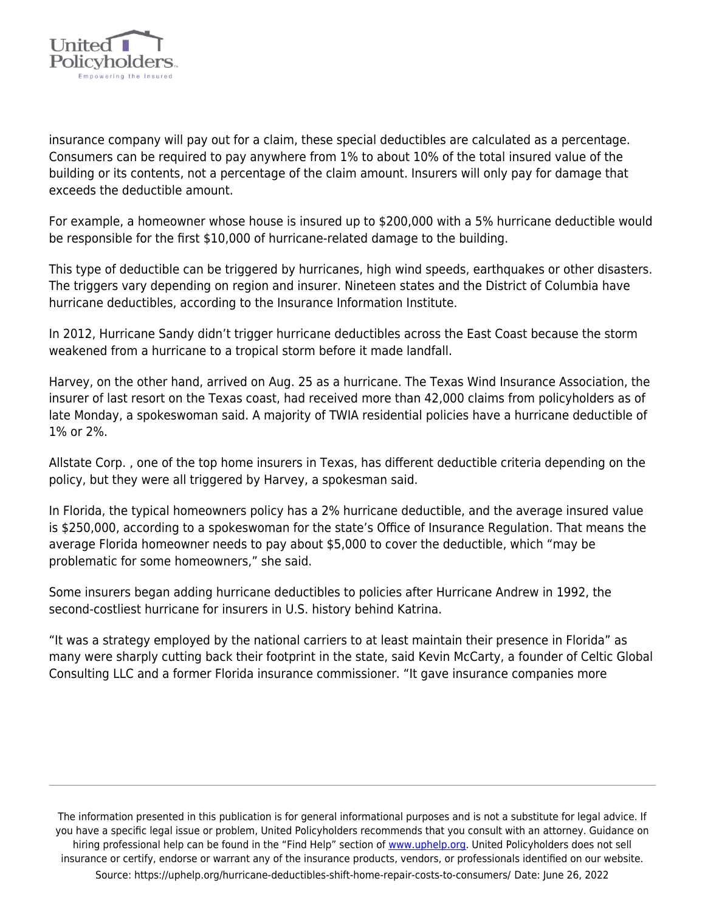insurance company will pay out for a claim, these special deductibles are calculated as a percentage. Consumers can be required to pay anywhere from 1% to about 10% of the total insured value of the building or its contents, not a percentage of the claim amount. Insurers will only pay for damage that exceeds the deductible amount.

For example, a homeowner whose house is insured up to $200,000 with a 5% hurricane deductible would be responsible for the first $10,000 of hurricane-related damage to the building.

This type of deductible can be triggered by hurricanes, high wind speeds, earthquakes or other disasters. The triggers vary depending on region and insurer. Nineteen states and the District of Columbia have hurricane deductibles, according to the Insurance Information Institute.

In 2012, Hurricane Sandy didn't trigger hurricane deductibles across the East Coast because the storm weakened from a hurricane to a tropical storm before it made landfall.

Harvey, on the other hand, arrived on Aug. 25 as a hurricane. The Texas Wind Insurance Association, the insurer of last resort on the Texas coast, had received more than 42,000 claims from policyholders as of late Monday, a spokeswoman said. A majority of TWIA residential policies have a hurricane deductible of 1% or 2%.

Allstate Corp. , one of the top home insurers in Texas, has different deductible criteria depending on the policy, but they were all triggered by Harvey, a spokesman said.

In Florida, the typical homeowners policy has a 2% hurricane deductible, and the average insured value is $250,000, according to a spokeswoman for the state's Office of Insurance Regulation. That means the average Florida homeowner needs to pay about $5,000 to cover the deductible, which "may be problematic for some homeowners," she said.

Some insurers began adding hurricane deductibles to policies after Hurricane Andrew in 1992, the second-costliest hurricane for insurers in U.S. history behind Katrina.

"It was a strategy employed by the national carriers to at least maintain their presence in Florida" as many were sharply cutting back their footprint in the state, said Kevin McCarty, a founder of Celtic Global Consulting LLC and a former Florida insurance commissioner. "It gave insurance companies more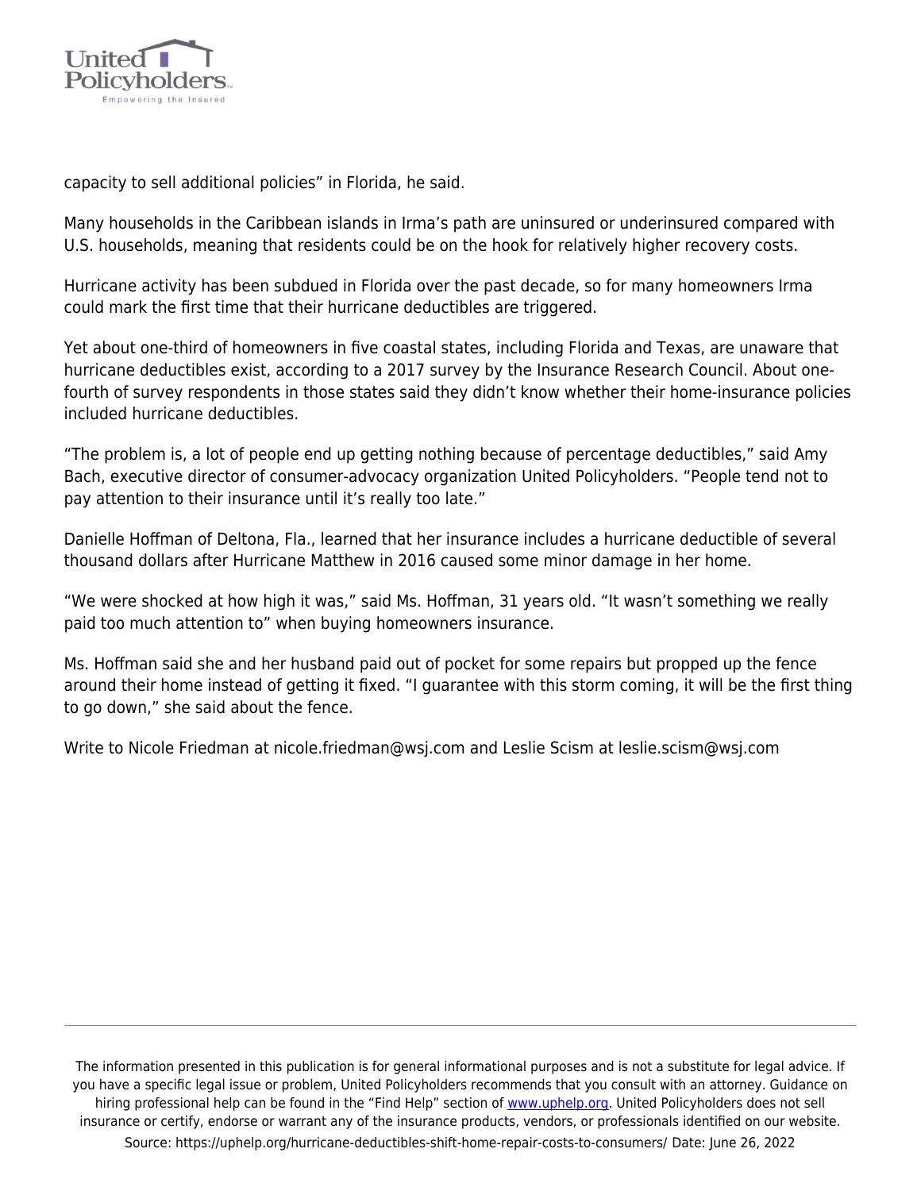capacity to sell additional policies" in Florida, he said.

Many households in the Caribbean islands in Irma's path are uninsured or underinsured compared with U.S. households, meaning that residents could be on the hook for relatively higher recovery costs.

Hurricane activity has been subdued in Florida over the past decade, so for many homeowners Irma could mark the first time that their hurricane deductibles are triggered.

Yet about one-third of homeowners in five coastal states, including Florida and Texas, are unaware that hurricane deductibles exist, according to a 2017 survey by the Insurance Research Council. About one-fourth of survey respondents in those states said they didn't know whether their home-insurance policies included hurricane deductibles.

"The problem is, a lot of people end up getting nothing because of percentage deductibles," said Amy Bach, executive director of consumer-advocacy organization United Policyholders. "People tend not to pay attention to their insurance until it's really too late."

Danielle Hoffman of Deltona, Fla., learned that her insurance includes a hurricane deductible of several thousand dollars after Hurricane Matthew in 2016 caused some minor damage in her home.

"We were shocked at how high it was," said Ms. Hoffman, 31 years old. "It wasn't something we really paid too much attention to" when buying homeowners insurance.

Ms. Hoffman said she and her husband paid out of pocket for some repairs but propped up the fence around their home instead of getting it fixed. "I guarantee with this storm coming, it will be the first thing to go down," she said about the fence.

Write to Nicole Friedman at nicole.friedman@wsj.com and Leslie Scism at leslie.scism@wsj.com